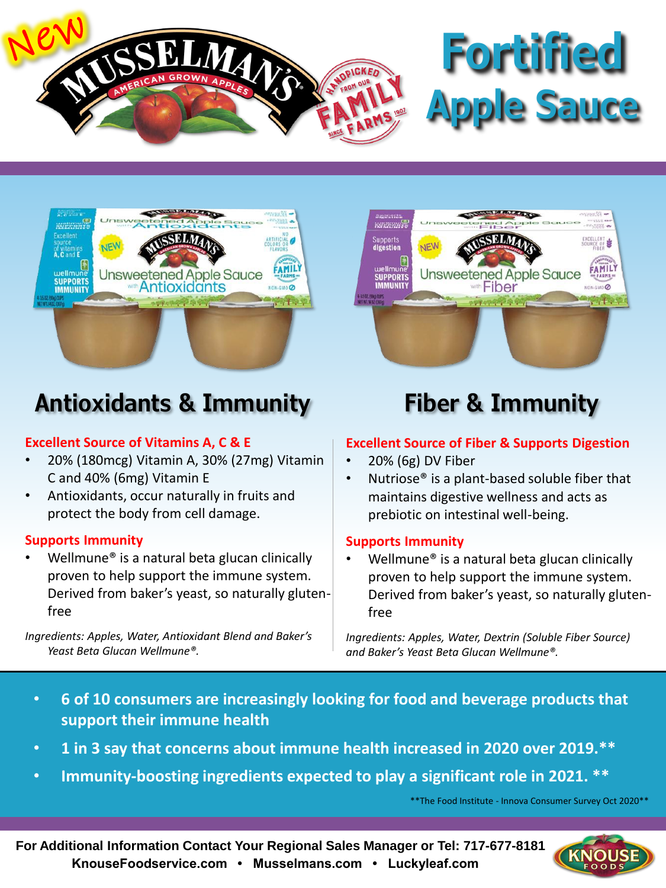New

# Fortified Apple Sauce

## Antioxidants & Immunity

**Excellent Source of Vitamins A, C & E**

- 20% (180mcg) Vitamin A, 30% (27mg) Vitamin C and 40% (6mg) Vitamin E
- Antioxidants, occur naturally in fruits and protect the body from cell damage.

**Supports Immunity**

- Wellmune® is a natural beta glucan clinically proven to help support the immune system. Derived from baker's yeast, so naturally gluten-free

*Ingredients: Apples, Water, Antioxidant Blend and Baker's Yeast Beta Glucan Wellmune®.*

## Fiber & Immunity

**Excellent Source of Fiber & Supports Digestion**

- 20% (6g) DV Fiber
- Nutriose® is a plant-based soluble fiber that maintains digestive wellness and acts as prebiotic on intestinal well-being.

**Supports Immunity**

- Wellmune® is a natural beta glucan clinically proven to help support the immune system. Derived from baker's yeast, so naturally gluten-free

*Ingredients: Apples, Water, Dextrin (Soluble Fiber Source) and Baker's Yeast Beta Glucan Wellmune®.*

- **6 of 10 consumers are increasingly looking for food and beverage products that support their immune health**
- **1 in 3 say that concerns about immune health increased in 2020 over 2019.\*\***
- **Immunity-boosting ingredients expected to play a significant role in 2021. \*\***

\*\*The Food Institute - Innova Consumer Survey Oct 2020\*\*

**For Additional Information Contact Your Regional Sales Manager or Tel: 717-677-8181**

**KnouseFoodservice.com • Musselmans.com • Luckyleaf.com**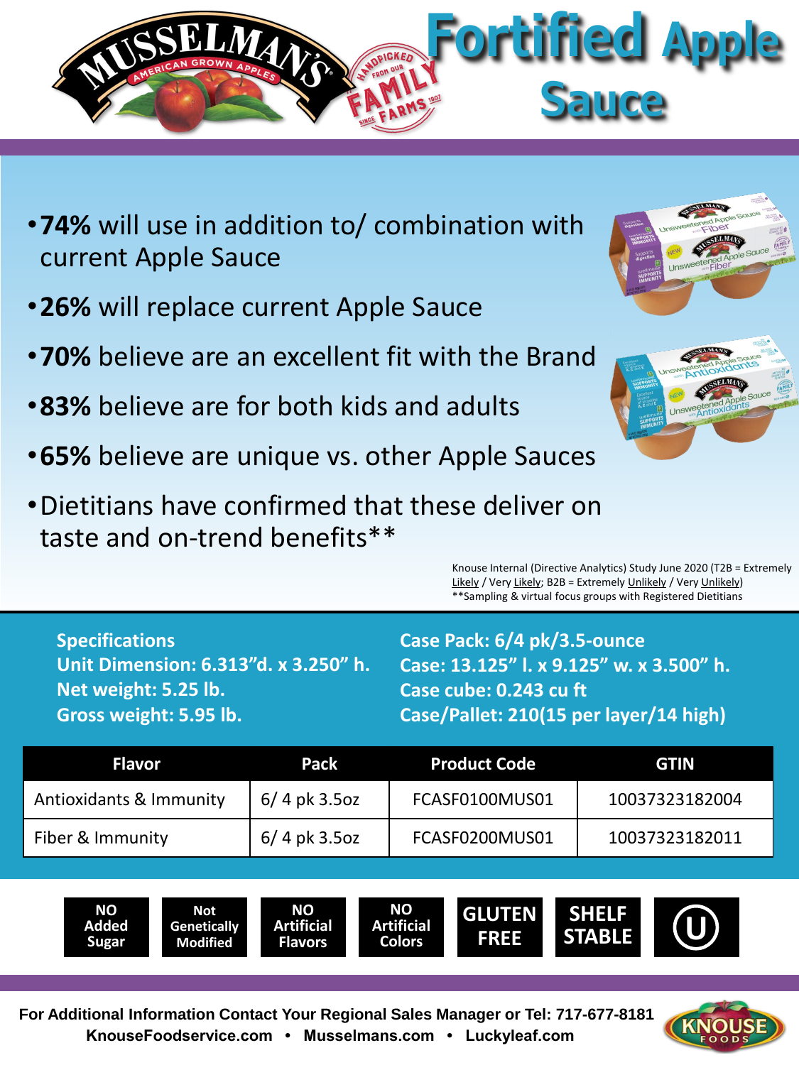# Fortified Apple Sauce

MUSSELMAN'S AMERICAN GROWN APPLES

HANDPICKED FROM OUR FAMILY FARMS SINCE 1907

- **74%** will use in addition to/ combination with current Apple Sauce
- **26%** will replace current Apple Sauce
- **70%** believe are an excellent fit with the Brand
- **83%** believe are for both kids and adults
- **65%** believe are unique vs. other Apple Sauces
- Dietitians have confirmed that these deliver on taste and on-trend benefits**

Knouse Internal (Directive Analytics) Study June 2020 (T2B = Extremely Likely / Very Likely; B2B = Extremely Unlikely / Very Unlikely)
**Sampling & virtual focus groups with Registered Dietitians

**Specifications**
**Unit Dimension: 6.313"d. x 3.250" h.**
**Net weight: 5.25 lb.**
**Gross weight: 5.95 lb.**

**Case Pack: 6/4 pk/3.5-ounce**
**Case: 13.125" l. x 9.125" w. x 3.500" h.**
**Case cube: 0.243 cu ft**
**Case/Pallet: 210(15 per layer/14 high)**

| Flavor | Pack | Product Code | GTIN |
|---|---|---|---|
| Antioxidants & Immunity | 6/ 4 pk 3.5oz | FCASF0100MUS01 | 10037323182004 |
| Fiber & Immunity | 6/ 4 pk 3.5oz | FCASF0200MUS01 | 10037323182011 |

NO Added Sugar | Not Genetically Modified | NO Artificial Flavors | NO Artificial Colors | GLUTEN FREE | SHELF STABLE | U

**For Additional Information Contact Your Regional Sales Manager or Tel: 717-677-8181**
**KnouseFoodservice.com • Musselmans.com • Luckyleaf.com**

KNOUSE FOODS